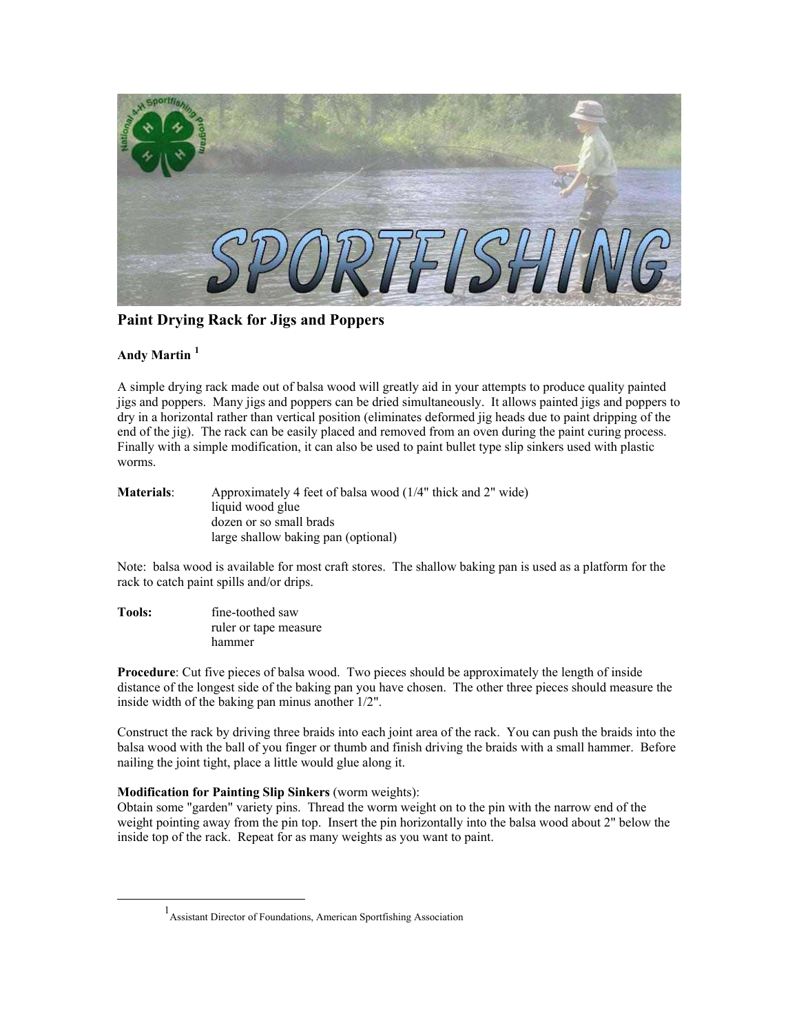## Paint Drying Rack for Jigs and Poppers

**Andy Martin [1]**

A simple drying rack made out of balsa wood will greatly aid in your attempts to produce quality painted jigs and poppers. Many jigs and poppers can be dried simultaneously. It allows painted jigs and poppers to dry in a horizontal rather than vertical position (eliminates deformed jig heads due to paint dripping of the end of the jig). The rack can be easily placed and removed from an oven during the paint curing process. Finally with a simple modification, it can also be used to paint bullet type slip sinkers used with plastic worms.

**Materials**:

- Approximately 4 feet of balsa wood (1/4" thick and 2" wide)
- liquid wood glue
- dozen or so small brads
- large shallow baking pan (optional)

Note: balsa wood is available for most craft stores. The shallow baking pan is used as a platform for the rack to catch paint spills and/or drips.

**Tools:**

- fine-toothed saw
- ruler or tape measure
- hammer

**Procedure**: Cut five pieces of balsa wood. Two pieces should be approximately the length of inside distance of the longest side of the baking pan you have chosen. The other three pieces should measure the inside width of the baking pan minus another 1/2".

Construct the rack by driving three braids into each joint area of the rack. You can push the braids into the balsa wood with the ball of you finger or thumb and finish driving the braids with a small hammer. Before nailing the joint tight, place a little would glue along it.

**Modification for Painting Slip Sinkers** (worm weights):
Obtain some "garden" variety pins. Thread the worm weight on to the pin with the narrow end of the weight pointing away from the pin top. Insert the pin horizontally into the balsa wood about 2" below the inside top of the rack. Repeat for as many weights as you want to paint.

---

[1] Assistant Director of Foundations, American Sportfishing Association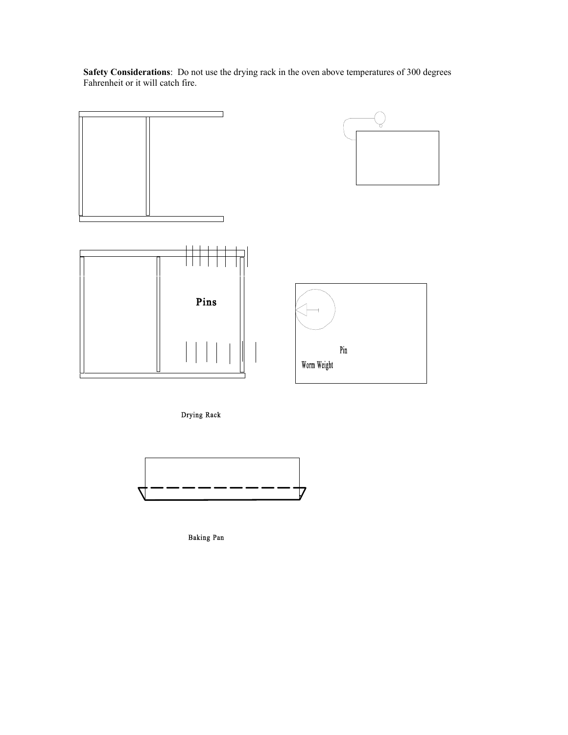**Safety Considerations**: Do not use the drying rack in the oven above temperatures of 300 degrees Fahrenheit or it will catch fire.

Pins

Pin

Worm Weight

Drying Rack

Baking Pan